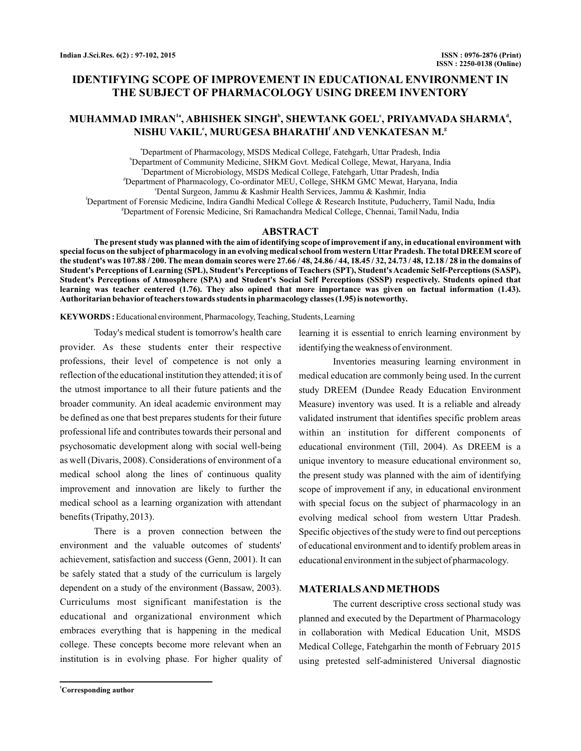# IDENTIFYING SCOPE OF IMPROVEMENT IN EDUCATIONAL ENVIRONMENT IN THE SUBJECT OF PHARMACOLOGY USING DREEM INVENTORY

**MUHAMMAD IMRAN[1a], ABHISHEK SINGH[b], SHEWTANK GOEL[c], PRIYAMVADA SHARMA[d], NISHU VAKIL[e], MURUGESA BHARATHI[f] AND VENKATESAN M.[g]**

[a]Department of Pharmacology, MSDS Medical College, Fatehgarh, Uttar Pradesh, India
[b]Department of Community Medicine, SHKM Govt. Medical College, Mewat, Haryana, India
[c]Department of Microbiology, MSDS Medical College, Fatehgarh, Uttar Pradesh, India
[d]Department of Pharmacology, Co-ordinator MEU, College, SHKM GMC Mewat, Haryana, India
[e]Dental Surgeon, Jammu & Kashmir Health Services, Jammu & Kashmir, India
[f]Department of Forensic Medicine, Indira Gandhi Medical College & Research Institute, Puducherry, Tamil Nadu, India
[g]Department of Forensic Medicine, Sri Ramachandra Medical College, Chennai, Tamil Nadu, India

## ABSTRACT

**The present study was planned with the aim of identifying scope of improvement if any, in educational environment with special focus on the subject of pharmacology in an evolving medical school from western Uttar Pradesh. The total DREEM score of the student's was 107.88 / 200. The mean domain scores were 27.66 / 48, 24.86 / 44, 18.45 / 32, 24.73 / 48, 12.18 / 28 in the domains of Student's Perceptions of Learning (SPL), Student's Perceptions of Teachers (SPT), Student's Academic Self-Perceptions (SASP), Student's Perceptions of Atmosphere (SPA) and Student's Social Self Perceptions (SSSP) respectively. Students opined that learning was teacher centered (1.76). They also opined that more importance was given on factual information (1.43). Authoritarian behavior of teachers towards students in pharmacology classes (1.95) is noteworthy.**

**KEYWORDS :** Educational environment, Pharmacology, Teaching, Students, Learning

Today's medical student is tomorrow's health care provider. As these students enter their respective professions, their level of competence is not only a reflection of the educational institution they attended; it is of the utmost importance to all their future patients and the broader community. An ideal academic environment may be defined as one that best prepares students for their future professional life and contributes towards their personal and psychosomatic development along with social well-being as well (Divaris, 2008). Considerations of environment of a medical school along the lines of continuous quality improvement and innovation are likely to further the medical school as a learning organization with attendant benefits (Tripathy, 2013).

There is a proven connection between the environment and the valuable outcomes of students' achievement, satisfaction and success (Genn, 2001). It can be safely stated that a study of the curriculum is largely dependent on a study of the environment (Bassaw, 2003). Curriculums most significant manifestation is the educational and organizational environment which embraces everything that is happening in the medical college. These concepts become more relevant when an institution is in evolving phase. For higher quality of learning it is essential to enrich learning environment by identifying the weakness of environment.

Inventories measuring learning environment in medical education are commonly being used. In the current study DREEM (Dundee Ready Education Environment Measure) inventory was used. It is a reliable and already validated instrument that identifies specific problem areas within an institution for different components of educational environment (Till, 2004). As DREEM is a unique inventory to measure educational environment so, the present study was planned with the aim of identifying scope of improvement if any, in educational environment with special focus on the subject of pharmacology in an evolving medical school from western Uttar Pradesh. Specific objectives of the study were to find out perceptions of educational environment and to identify problem areas in educational environment in the subject of pharmacology.

## MATERIALS AND METHODS

The current descriptive cross sectional study was planned and executed by the Department of Pharmacology in collaboration with Medical Education Unit, MSDS Medical College, Fatehgarhin the month of February 2015 using pretested self-administered Universal diagnostic

[1]Corresponding author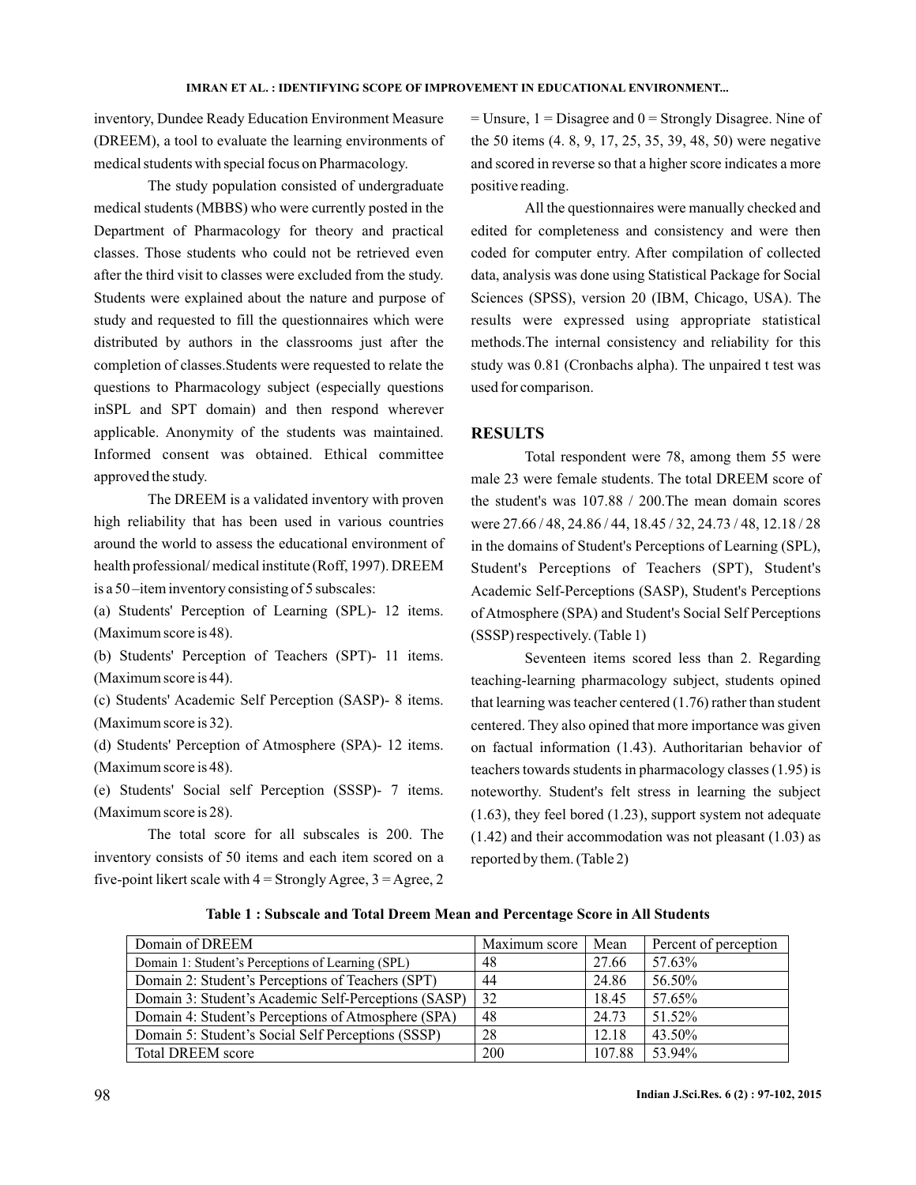inventory, Dundee Ready Education Environment Measure (DREEM), a tool to evaluate the learning environments of medical students with special focus on Pharmacology.

The study population consisted of undergraduate medical students (MBBS) who were currently posted in the Department of Pharmacology for theory and practical classes. Those students who could not be retrieved even after the third visit to classes were excluded from the study. Students were explained about the nature and purpose of study and requested to fill the questionnaires which were distributed by authors in the classrooms just after the completion of classes.Students were requested to relate the questions to Pharmacology subject (especially questions inSPL and SPT domain) and then respond wherever applicable. Anonymity of the students was maintained. Informed consent was obtained. Ethical committee approved the study.

The DREEM is a validated inventory with proven high reliability that has been used in various countries around the world to assess the educational environment of health professional/ medical institute (Roff, 1997). DREEM is a 50 –item inventory consisting of 5 subscales:

(a) Students' Perception of Learning (SPL)- 12 items. (Maximum score is 48).

(b) Students' Perception of Teachers (SPT)- 11 items. (Maximum score is 44).

(c) Students' Academic Self Perception (SASP)- 8 items. (Maximum score is 32).

(d) Students' Perception of Atmosphere (SPA)- 12 items. (Maximum score is 48).

(e) Students' Social self Perception (SSSP)- 7 items. (Maximum score is 28).

The total score for all subscales is 200. The inventory consists of 50 items and each item scored on a five-point likert scale with 4 = Strongly Agree, 3 = Agree, 2 = Unsure, 1 = Disagree and 0 = Strongly Disagree. Nine of the 50 items (4. 8, 9, 17, 25, 35, 39, 48, 50) were negative and scored in reverse so that a higher score indicates a more positive reading.

All the questionnaires were manually checked and edited for completeness and consistency and were then coded for computer entry. After compilation of collected data, analysis was done using Statistical Package for Social Sciences (SPSS), version 20 (IBM, Chicago, USA). The results were expressed using appropriate statistical methods.The internal consistency and reliability for this study was 0.81 (Cronbachs alpha). The unpaired t test was used for comparison.

## RESULTS

Total respondent were 78, among them 55 were male 23 were female students. The total DREEM score of the student's was 107.88 / 200.The mean domain scores were 27.66 / 48, 24.86 / 44, 18.45 / 32, 24.73 / 48, 12.18 / 28 in the domains of Student's Perceptions of Learning (SPL), Student's Perceptions of Teachers (SPT), Student's Academic Self-Perceptions (SASP), Student's Perceptions of Atmosphere (SPA) and Student's Social Self Perceptions (SSSP) respectively. (Table 1)

Seventeen items scored less than 2. Regarding teaching-learning pharmacology subject, students opined that learning was teacher centered (1.76) rather than student centered. They also opined that more importance was given on factual information (1.43). Authoritarian behavior of teachers towards students in pharmacology classes (1.95) is noteworthy. Student's felt stress in learning the subject (1.63), they feel bored (1.23), support system not adequate (1.42) and their accommodation was not pleasant (1.03) as reported by them. (Table 2)

**Table 1 : Subscale and Total Dreem Mean and Percentage Score in All Students**

| Domain of DREEM | Maximum score | Mean | Percent of perception |
|---|---|---|---|
| Domain 1: Student's Perceptions of Learning (SPL) | 48 | 27.66 | 57.63% |
| Domain 2: Student's Perceptions of Teachers (SPT) | 44 | 24.86 | 56.50% |
| Domain 3: Student's Academic Self-Perceptions (SASP) | 32 | 18.45 | 57.65% |
| Domain 4: Student's Perceptions of Atmosphere (SPA) | 48 | 24.73 | 51.52% |
| Domain 5: Student's Social Self Perceptions (SSSP) | 28 | 12.18 | 43.50% |
| Total DREEM score | 200 | 107.88 | 53.94% |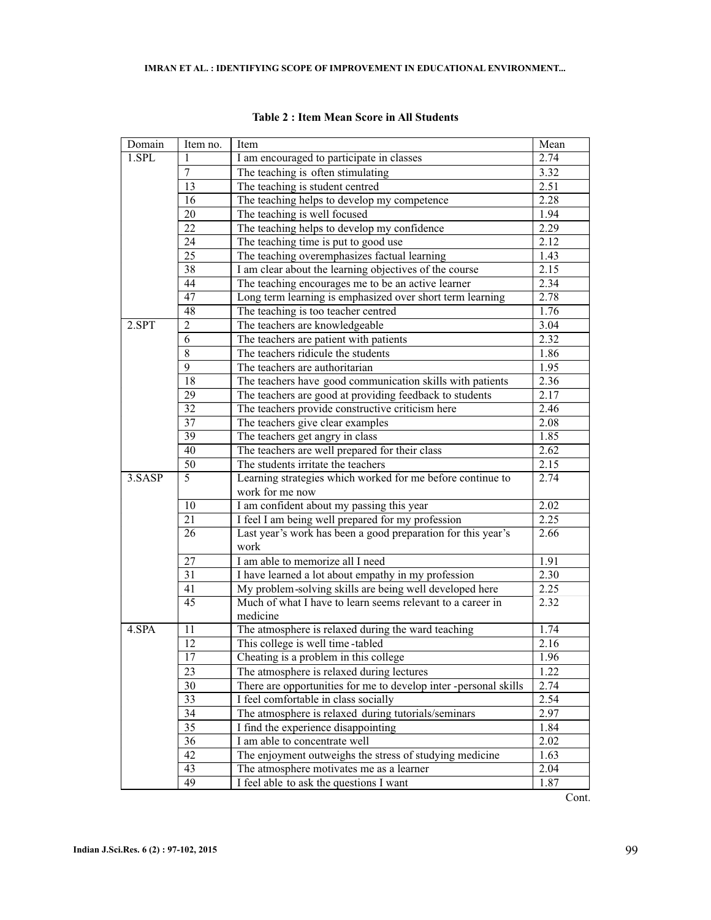**Table 2 : Item Mean Score in All Students**

| Domain | Item no. | Item | Mean |
|---|---|---|---|
| 1.SPL | 1 | I am encouraged to participate in classes | 2.74 |
| | 7 | The teaching is often stimulating | 3.32 |
| | 13 | The teaching is student centred | 2.51 |
| | 16 | The teaching helps to develop my competence | 2.28 |
| | 20 | The teaching is well focused | 1.94 |
| | 22 | The teaching helps to develop my confidence | 2.29 |
| | 24 | The teaching time is put to good use | 2.12 |
| | 25 | The teaching overemphasizes factual learning | 1.43 |
| | 38 | I am clear about the learning objectives of the course | 2.15 |
| | 44 | The teaching encourages me to be an active learner | 2.34 |
| | 47 | Long term learning is emphasized over short term learning | 2.78 |
| | 48 | The teaching is too teacher centred | 1.76 |
| 2.SPT | 2 | The teachers are knowledgeable | 3.04 |
| | 6 | The teachers are patient with patients | 2.32 |
| | 8 | The teachers ridicule the students | 1.86 |
| | 9 | The teachers are authoritarian | 1.95 |
| | 18 | The teachers have good communication skills with patients | 2.36 |
| | 29 | The teachers are good at providing feedback to students | 2.17 |
| | 32 | The teachers provide constructive criticism here | 2.46 |
| | 37 | The teachers give clear examples | 2.08 |
| | 39 | The teachers get angry in class | 1.85 |
| | 40 | The teachers are well prepared for their class | 2.62 |
| | 50 | The students irritate the teachers | 2.15 |
| 3.SASP | 5 | Learning strategies which worked for me before continue to work for me now | 2.74 |
| | 10 | I am confident about my passing this year | 2.02 |
| | 21 | I feel I am being well prepared for my profession | 2.25 |
| | 26 | Last year's work has been a good preparation for this year's work | 2.66 |
| | 27 | I am able to memorize all I need | 1.91 |
| | 31 | I have learned a lot about empathy in my profession | 2.30 |
| | 41 | My problem-solving skills are being well developed here | 2.25 |
| | 45 | Much of what I have to learn seems relevant to a career in medicine | 2.32 |
| 4.SPA | 11 | The atmosphere is relaxed during the ward teaching | 1.74 |
| | 12 | This college is well time-tabled | 2.16 |
| | 17 | Cheating is a problem in this college | 1.96 |
| | 23 | The atmosphere is relaxed during lectures | 1.22 |
| | 30 | There are opportunities for me to develop inter-personal skills | 2.74 |
| | 33 | I feel comfortable in class socially | 2.54 |
| | 34 | The atmosphere is relaxed during tutorials/seminars | 2.97 |
| | 35 | I find the experience disappointing | 1.84 |
| | 36 | I am able to concentrate well | 2.02 |
| | 42 | The enjoyment outweighs the stress of studying medicine | 1.63 |
| | 43 | The atmosphere motivates me as a learner | 2.04 |
| | 49 | I feel able to ask the questions I want | 1.87 |

Cont.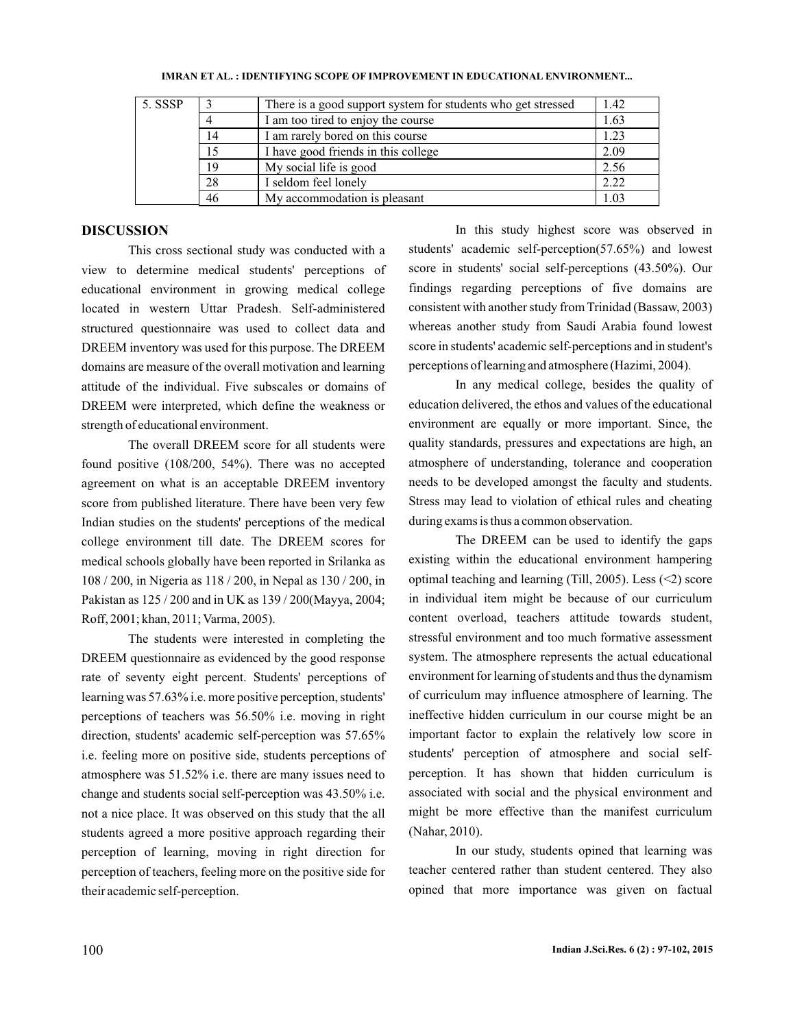| 5. SSSP | 3 | There is a good support system for students who get stressed | 1.42 |
|---|---|---|---|
| | 4 | I am too tired to enjoy the course | 1.63 |
| | 14 | I am rarely bored on this course | 1.23 |
| | 15 | I have good friends in this college | 2.09 |
| | 19 | My social life is good | 2.56 |
| | 28 | I seldom feel lonely | 2.22 |
| | 46 | My accommodation is pleasant | 1.03 |

## DISCUSSION

This cross sectional study was conducted with a view to determine medical students' perceptions of educational environment in growing medical college located in western Uttar Pradesh. Self-administered structured questionnaire was used to collect data and DREEM inventory was used for this purpose. The DREEM domains are measure of the overall motivation and learning attitude of the individual. Five subscales or domains of DREEM were interpreted, which define the weakness or strength of educational environment.

The overall DREEM score for all students were found positive (108/200, 54%). There was no accepted agreement on what is an acceptable DREEM inventory score from published literature. There have been very few Indian studies on the students' perceptions of the medical college environment till date. The DREEM scores for medical schools globally have been reported in Srilanka as 108 / 200, in Nigeria as 118 / 200, in Nepal as 130 / 200, in Pakistan as 125 / 200 and in UK as 139 / 200(Mayya, 2004; Roff, 2001; khan, 2011; Varma, 2005).

The students were interested in completing the DREEM questionnaire as evidenced by the good response rate of seventy eight percent. Students' perceptions of learning was 57.63% i.e. more positive perception, students' perceptions of teachers was 56.50% i.e. moving in right direction, students' academic self-perception was 57.65% i.e. feeling more on positive side, students perceptions of atmosphere was 51.52% i.e. there are many issues need to change and students social self-perception was 43.50% i.e. not a nice place. It was observed on this study that the all students agreed a more positive approach regarding their perception of learning, moving in right direction for perception of teachers, feeling more on the positive side for their academic self-perception.

In this study highest score was observed in students' academic self-perception(57.65%) and lowest score in students' social self-perceptions (43.50%). Our findings regarding perceptions of five domains are consistent with another study from Trinidad (Bassaw, 2003) whereas another study from Saudi Arabia found lowest score in students' academic self-perceptions and in student's perceptions of learning and atmosphere (Hazimi, 2004).

In any medical college, besides the quality of education delivered, the ethos and values of the educational environment are equally or more important. Since, the quality standards, pressures and expectations are high, an atmosphere of understanding, tolerance and cooperation needs to be developed amongst the faculty and students. Stress may lead to violation of ethical rules and cheating during exams is thus a common observation.

The DREEM can be used to identify the gaps existing within the educational environment hampering optimal teaching and learning (Till, 2005). Less (<2) score in individual item might be because of our curriculum content overload, teachers attitude towards student, stressful environment and too much formative assessment system. The atmosphere represents the actual educational environment for learning of students and thus the dynamism of curriculum may influence atmosphere of learning. The ineffective hidden curriculum in our course might be an important factor to explain the relatively low score in students' perception of atmosphere and social self-perception. It has shown that hidden curriculum is associated with social and the physical environment and might be more effective than the manifest curriculum (Nahar, 2010).

In our study, students opined that learning was teacher centered rather than student centered. They also opined that more importance was given on factual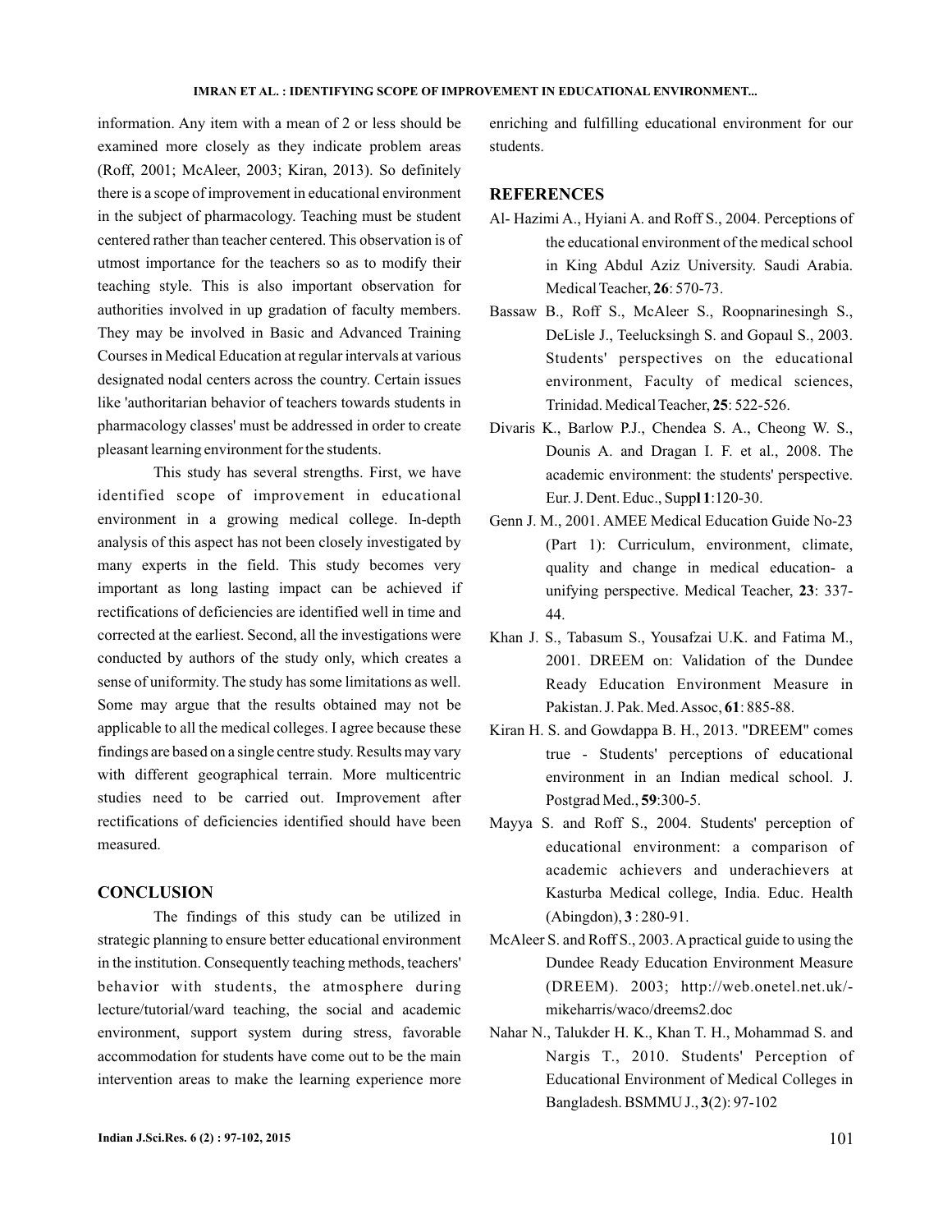information. Any item with a mean of 2 or less should be examined more closely as they indicate problem areas (Roff, 2001; McAleer, 2003; Kiran, 2013). So definitely there is a scope of improvement in educational environment in the subject of pharmacology. Teaching must be student centered rather than teacher centered. This observation is of utmost importance for the teachers so as to modify their teaching style. This is also important observation for authorities involved in up gradation of faculty members. They may be involved in Basic and Advanced Training Courses in Medical Education at regular intervals at various designated nodal centers across the country. Certain issues like 'authoritarian behavior of teachers towards students in pharmacology classes' must be addressed in order to create pleasant learning environment for the students.

This study has several strengths. First, we have identified scope of improvement in educational environment in a growing medical college. In-depth analysis of this aspect has not been closely investigated by many experts in the field. This study becomes very important as long lasting impact can be achieved if rectifications of deficiencies are identified well in time and corrected at the earliest. Second, all the investigations were conducted by authors of the study only, which creates a sense of uniformity. The study has some limitations as well. Some may argue that the results obtained may not be applicable to all the medical colleges. I agree because these findings are based on a single centre study. Results may vary with different geographical terrain. More multicentric studies need to be carried out. Improvement after rectifications of deficiencies identified should have been measured.

## CONCLUSION

The findings of this study can be utilized in strategic planning to ensure better educational environment in the institution. Consequently teaching methods, teachers' behavior with students, the atmosphere during lecture/tutorial/ward teaching, the social and academic environment, support system during stress, favorable accommodation for students have come out to be the main intervention areas to make the learning experience more enriching and fulfilling educational environment for our students.

## REFERENCES

Al- Hazimi A., Hyiani A. and Roff S., 2004. Perceptions of the educational environment of the medical school in King Abdul Aziz University. Saudi Arabia. Medical Teacher, **26**: 570-73.

Bassaw B., Roff S., McAleer S., Roopnarinesingh S., DeLisle J., Teelucksingh S. and Gopaul S., 2003. Students' perspectives on the educational environment, Faculty of medical sciences, Trinidad. Medical Teacher, **25**: 522-526.

Divaris K., Barlow P.J., Chendea S. A., Cheong W. S., Dounis A. and Dragan I. F. et al., 2008. The academic environment: the students' perspective. Eur. J. Dent. Educ., Suppl **1**:120-30.

Genn J. M., 2001. AMEE Medical Education Guide No-23 (Part 1): Curriculum, environment, climate, quality and change in medical education- a unifying perspective. Medical Teacher, **23**: 337-44.

Khan J. S., Tabasum S., Yousafzai U.K. and Fatima M., 2001. DREEM on: Validation of the Dundee Ready Education Environment Measure in Pakistan. J. Pak. Med. Assoc, **61**: 885-88.

Kiran H. S. and Gowdappa B. H., 2013. "DREEM" comes true - Students' perceptions of educational environment in an Indian medical school. J. Postgrad Med., **59**:300-5.

Mayya S. and Roff S., 2004. Students' perception of educational environment: a comparison of academic achievers and underachievers at Kasturba Medical college, India. Educ. Health (Abingdon), **3** : 280-91.

McAleer S. and Roff S., 2003. A practical guide to using the Dundee Ready Education Environment Measure (DREEM). 2003; http://web.onetel.net.uk/-mikeharris/waco/dreems2.doc

Nahar N., Talukder H. K., Khan T. H., Mohammad S. and Nargis T., 2010. Students' Perception of Educational Environment of Medical Colleges in Bangladesh. BSMMU J., **3**(2): 97-102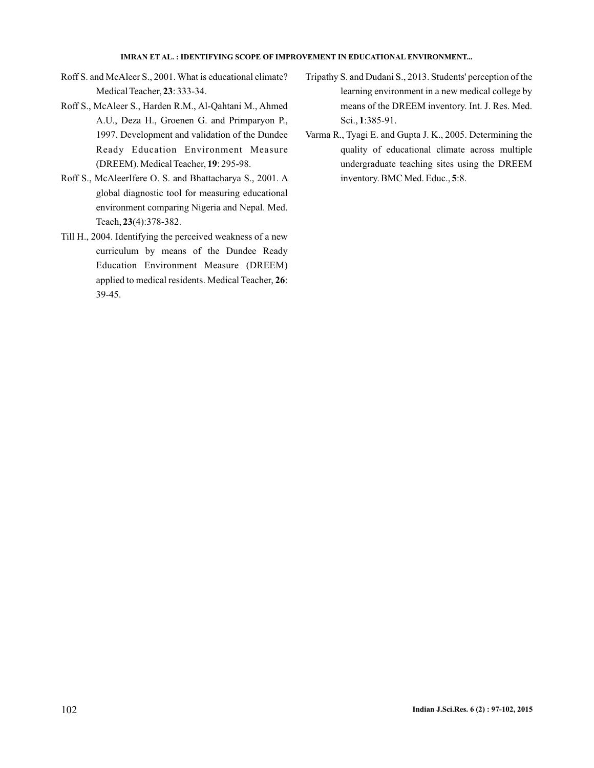Roff S. and McAleer S., 2001. What is educational climate? Medical Teacher, **23**: 333-34.

Roff S., McAleer S., Harden R.M., Al-Qahtani M., Ahmed A.U., Deza H., Groenen G. and Primparyon P., 1997. Development and validation of the Dundee Ready Education Environment Measure (DREEM). Medical Teacher, **19**: 295-98.

Roff S., McAleerIfere O. S. and Bhattacharya S., 2001. A global diagnostic tool for measuring educational environment comparing Nigeria and Nepal. Med. Teach, **23**(4):378-382.

Till H., 2004. Identifying the perceived weakness of a new curriculum by means of the Dundee Ready Education Environment Measure (DREEM) applied to medical residents. Medical Teacher, **26**: 39-45.

Tripathy S. and Dudani S., 2013. Students' perception of the learning environment in a new medical college by means of the DREEM inventory. Int. J. Res. Med. Sci., **1**:385-91.

Varma R., Tyagi E. and Gupta J. K., 2005. Determining the quality of educational climate across multiple undergraduate teaching sites using the DREEM inventory. BMC Med. Educ., **5**:8.